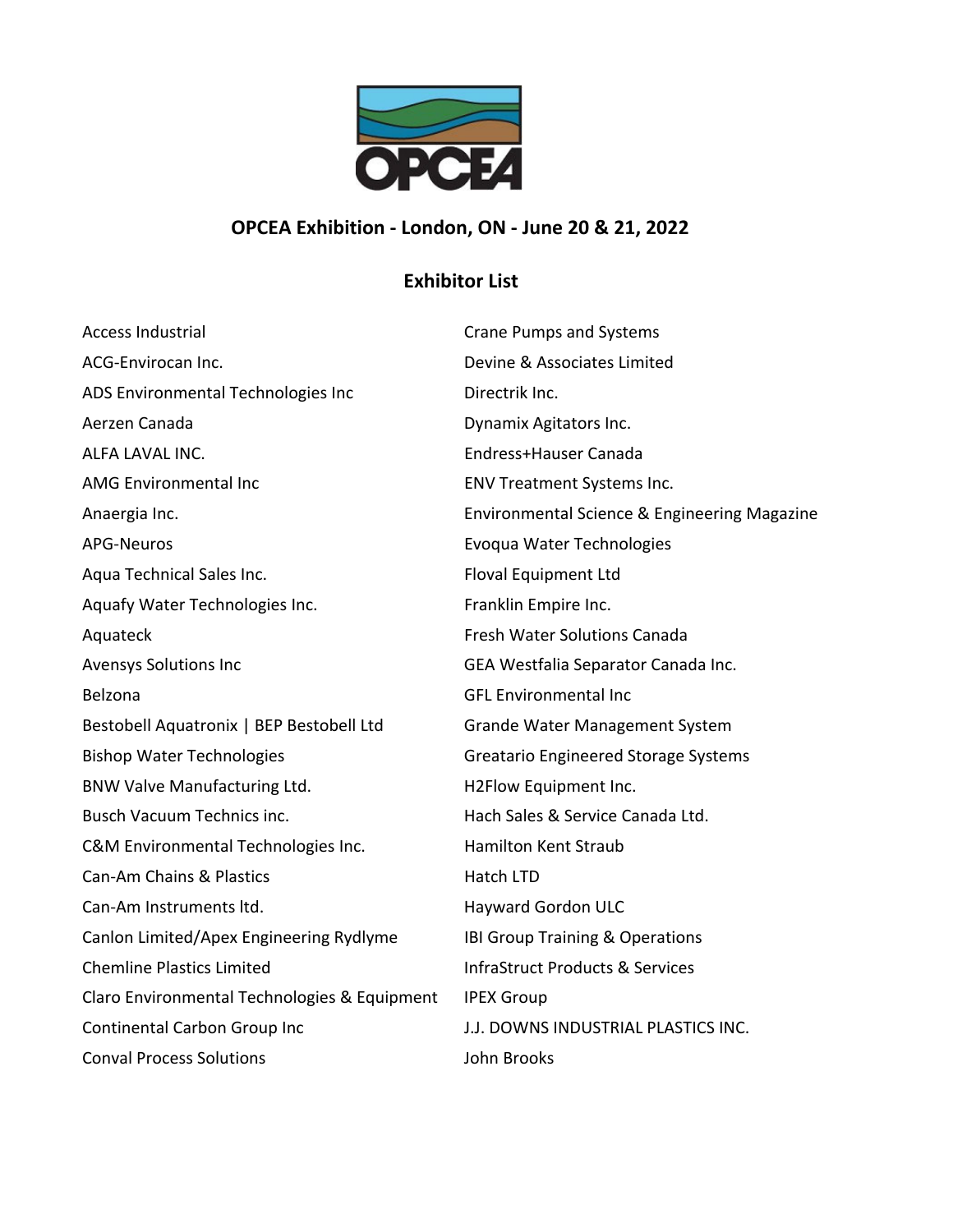# OPCEA Exhibition - London, ON - June 20 & 21, 2022

## Exhibitor List

Access Industrial
ACG-Envirocan Inc.
ADS Environmental Technologies Inc
Aerzen Canada
ALFA LAVAL INC.
AMG Environmental Inc
Anaergia Inc.
APG-Neuros
Aqua Technical Sales Inc.
Aquafy Water Technologies Inc.
Aquateck
Avensys Solutions Inc
Belzona
Bestobell Aquatronix | BEP Bestobell Ltd
Bishop Water Technologies
BNW Valve Manufacturing Ltd.
Busch Vacuum Technics inc.
C&M Environmental Technologies Inc.
Can-Am Chains & Plastics
Can-Am Instruments ltd.
Canlon Limited/Apex Engineering Rydlyme
Chemline Plastics Limited
Claro Environmental Technologies & Equipment
Continental Carbon Group Inc
Conval Process Solutions
Crane Pumps and Systems
Devine & Associates Limited
Directrik Inc.
Dynamix Agitators Inc.
Endress+Hauser Canada
ENV Treatment Systems Inc.
Environmental Science & Engineering Magazine
Evoqua Water Technologies
Floval Equipment Ltd
Franklin Empire Inc.
Fresh Water Solutions Canada
GEA Westfalia Separator Canada Inc.
GFL Environmental Inc
Grande Water Management System
Greatario Engineered Storage Systems
H2Flow Equipment Inc.
Hach Sales & Service Canada Ltd.
Hamilton Kent Straub
Hatch LTD
Hayward Gordon ULC
IBI Group Training & Operations
InfraStruct Products & Services
IPEX Group
J.J. DOWNS INDUSTRIAL PLASTICS INC.
John Brooks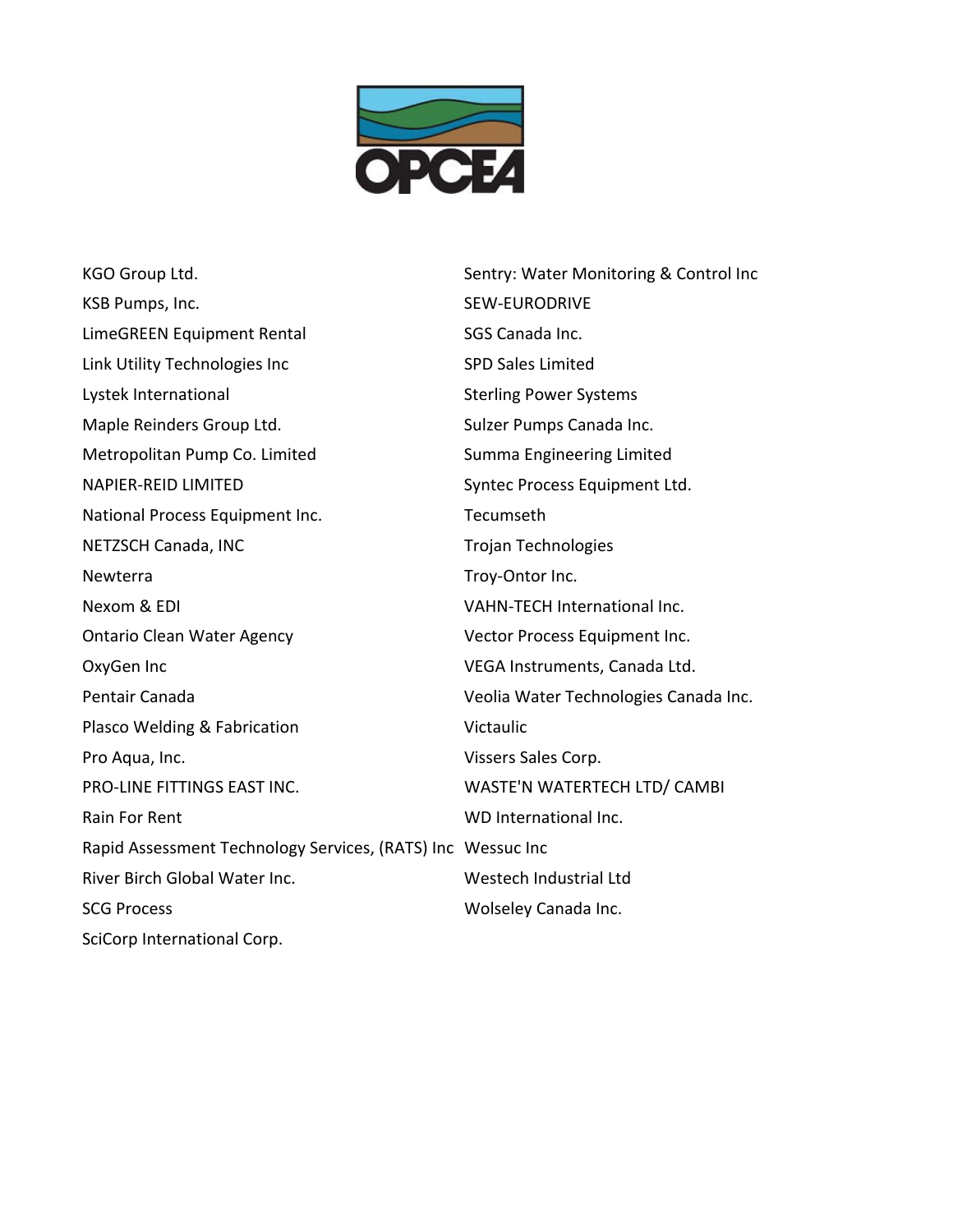OPCEA

- KGO Group Ltd.
- KSB Pumps, Inc.
- LimeGREEN Equipment Rental
- Link Utility Technologies Inc
- Lystek International
- Maple Reinders Group Ltd.
- Metropolitan Pump Co. Limited
- NAPIER-REID LIMITED
- National Process Equipment Inc.
- NETZSCH Canada, INC
- Newterra
- Nexom & EDI
- Ontario Clean Water Agency
- OxyGen Inc
- Pentair Canada
- Plasco Welding & Fabrication
- Pro Aqua, Inc.
- PRO-LINE FITTINGS EAST INC.
- Rain For Rent
- Rapid Assessment Technology Services, (RATS) Inc
- River Birch Global Water Inc.
- SCG Process
- SciCorp International Corp.
- Sentry: Water Monitoring & Control Inc
- SEW-EURODRIVE
- SGS Canada Inc.
- SPD Sales Limited
- Sterling Power Systems
- Sulzer Pumps Canada Inc.
- Summa Engineering Limited
- Syntec Process Equipment Ltd.
- Tecumseth
- Trojan Technologies
- Troy-Ontor Inc.
- VAHN-TECH International Inc.
- Vector Process Equipment Inc.
- VEGA Instruments, Canada Ltd.
- Veolia Water Technologies Canada Inc.
- Victaulic
- Vissers Sales Corp.
- WASTE'N WATERTECH LTD/ CAMBI
- WD International Inc.
- Wessuc Inc
- Westech Industrial Ltd
- Wolseley Canada Inc.